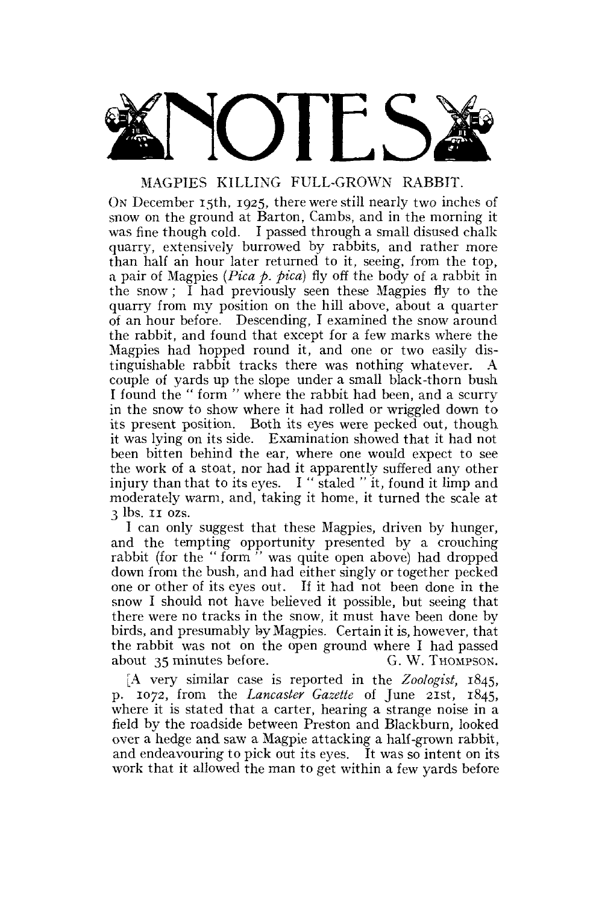# NOTES

## MAGPIES KILLING FULL-GROWN RABBIT.

On December 15th, 1925, there were still nearly two inches of snow on the ground at Barton, Cambs, and in the morning it was fine though cold. I passed through a small disused chalk quarry, extensively burrowed by rabbits, and rather more than half an hour later returned to it, seeing, from the top, a pair of Magpies (*Pica p. pica*) fly off the body of a rabbit in the snow; I had previously seen these Magpies fly to the quarry from my position on the hill above, about a quarter of an hour before. Descending, I examined the snow around the rabbit, and found that except for a few marks where the Magpies had hopped round it, and one or two easily distinguishable rabbit tracks there was nothing whatever. A couple of yards up the slope under a small black-thorn bush I found the " form " where the rabbit had been, and a scurry in the snow to show where it had rolled or wriggled down to its present position. Both its eyes were pecked out, though it was lying on its side. Examination showed that it had not been bitten behind the ear, where one would expect to see the work of a stoat, nor had it apparently suffered any other injury than that to its eyes. I " staled " it, found it limp and moderately warm, and, taking it home, it turned the scale at 3 lbs. 11 ozs.

I can only suggest that these Magpies, driven by hunger, and the tempting opportunity presented by a crouching rabbit (for the " form " was quite open above) had dropped down from the bush, and had either singly or together pecked one or other of its eyes out. If it had not been done in the snow I should not have believed it possible, but seeing that there were no tracks in the snow, it must have been done by birds, and presumably by Magpies. Certain it is, however, that the rabbit was not on the open ground where I had passed about 35 minutes before.

G. W. Thompson.

[A very similar case is reported in the *Zoologist*, 1845, p. 1072, from the *Lancaster Gazette* of June 21st, 1845, where it is stated that a carter, hearing a strange noise in a field by the roadside between Preston and Blackburn, looked over a hedge and saw a Magpie attacking a half-grown rabbit, and endeavouring to pick out its eyes. It was so intent on its work that it allowed the man to get within a few yards before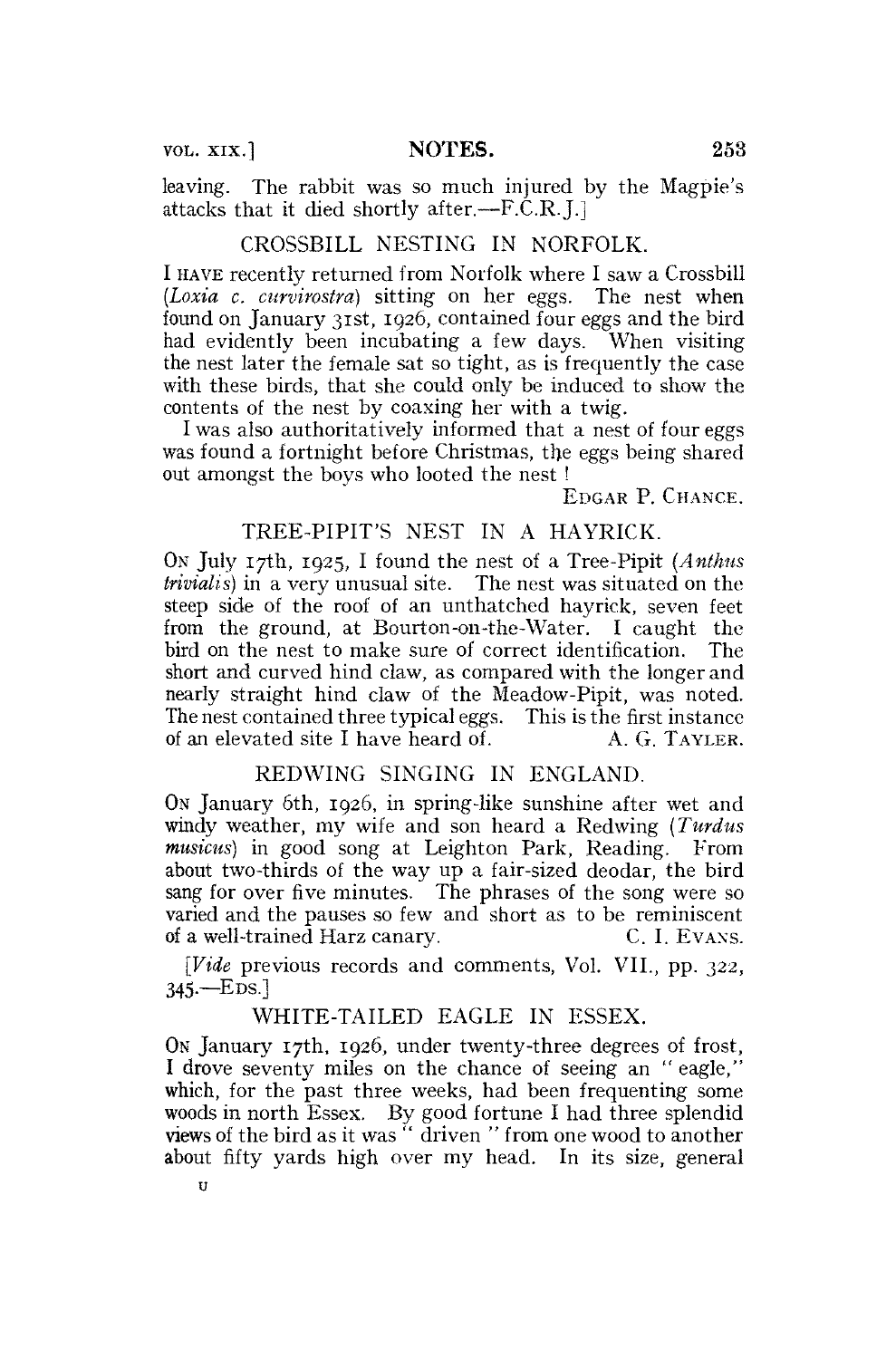leaving. The rabbit was so much injured by the Magpie's attacks that it died shortly after.—F.C.R.J.]

## CROSSBILL NESTING IN NORFOLK.

I HAVE recently returned from Norfolk where I saw a Crossbill (*Loxia c. curvirostra*) sitting on her eggs. The nest when found on January 31st, 1926, contained four eggs and the bird had evidently been incubating a few days. When visiting the nest later the female sat so tight, as is frequently the case with these birds, that she could only be induced to show the contents of the nest by coaxing her with a twig.

I was also authoritatively informed that a nest of four eggs was found a fortnight before Christmas, the eggs being shared out amongst the boys who looted the nest !

EDGAR P. CHANCE.

## TREE-PIPIT'S NEST IN A HAYRICK.

ON July 17th, 1925, I found the nest of a Tree-Pipit (*Anthus trivialis*) in a very unusual site. The nest was situated on the steep side of the roof of an unthatched hayrick, seven feet from the ground, at Bourton-on-the-Water. I caught the bird on the nest to make sure of correct identification. The short and curved hind claw, as compared with the longer and nearly straight hind claw of the Meadow-Pipit, was noted. The nest contained three typical eggs. This is the first instance of an elevated site I have heard of. A. G. TAYLER.

## REDWING SINGING IN ENGLAND.

ON January 6th, 1926, in spring-like sunshine after wet and windy weather, my wife and son heard a Redwing (*Turdus musicus*) in good song at Leighton Park, Reading. From about two-thirds of the way up a fair-sized deodar, the bird sang for over five minutes. The phrases of the song were so varied and the pauses so few and short as to be reminiscent of a well-trained Harz canary. C. I. EVANS.

[*Vide* previous records and comments, Vol. VII., pp. 322, 345.—EDS.]

## WHITE-TAILED EAGLE IN ESSEX.

ON January 17th, 1926, under twenty-three degrees of frost, I drove seventy miles on the chance of seeing an "eagle," which, for the past three weeks, had been frequenting some woods in north Essex. By good fortune I had three splendid views of the bird as it was "driven" from one wood to another about fifty yards high over my head. In its size, general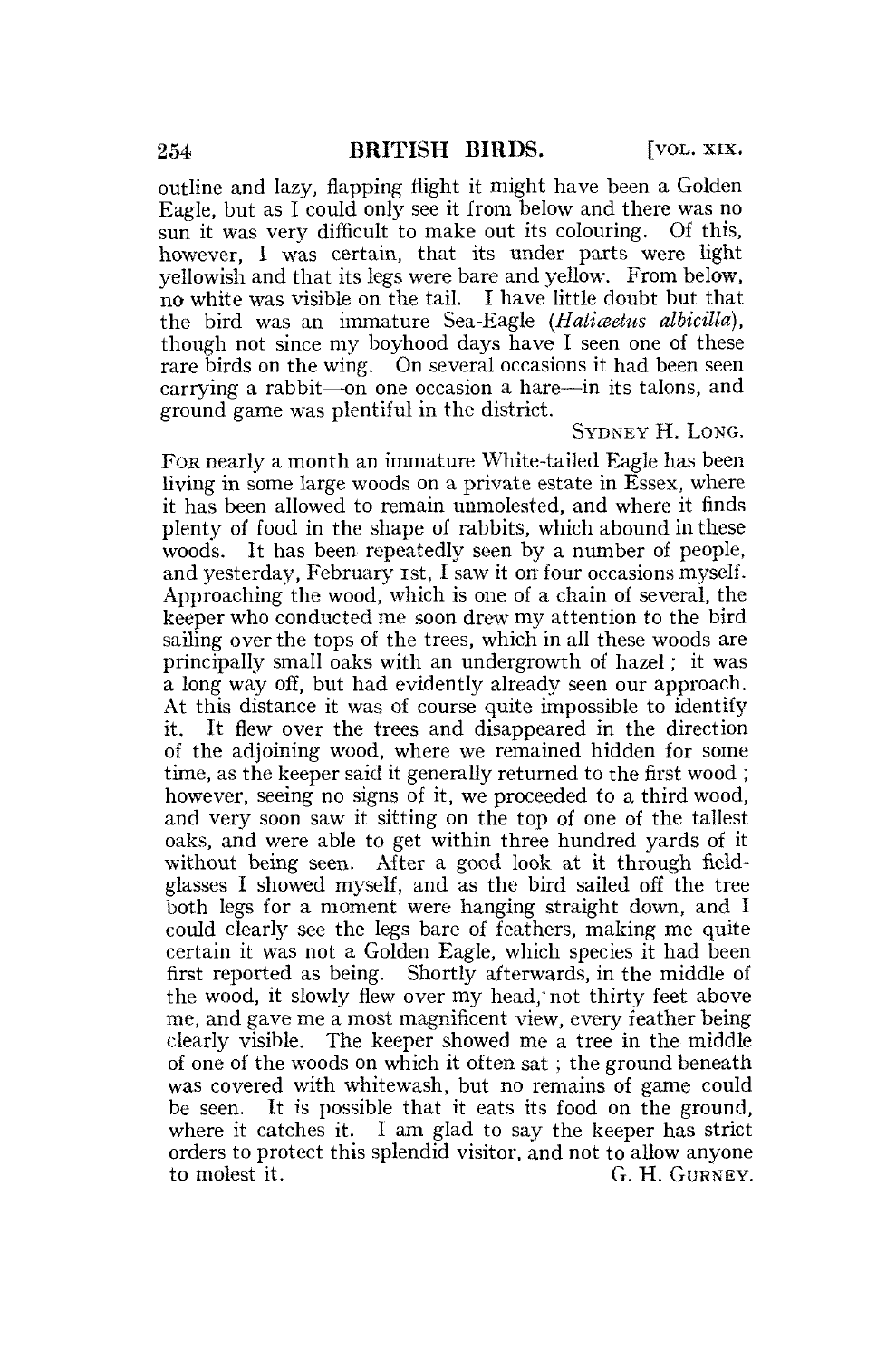outline and lazy, flapping flight it might have been a Golden Eagle, but as I could only see it from below and there was no sun it was very difficult to make out its colouring. Of this, however, I was certain, that its under parts were light yellowish and that its legs were bare and yellow. From below, no white was visible on the tail. I have little doubt but that the bird was an immature Sea-Eagle (*Haliæetus albicilla*), though not since my boyhood days have I seen one of these rare birds on the wing. On several occasions it had been seen carrying a rabbit—on one occasion a hare—in its talons, and ground game was plentiful in the district.

SYDNEY H. LONG.

FOR nearly a month an immature White-tailed Eagle has been living in some large woods on a private estate in Essex, where it has been allowed to remain unmolested, and where it finds plenty of food in the shape of rabbits, which abound in these woods. It has been repeatedly seen by a number of people, and yesterday, February 1st, I saw it on four occasions myself. Approaching the wood, which is one of a chain of several, the keeper who conducted me soon drew my attention to the bird sailing over the tops of the trees, which in all these woods are principally small oaks with an undergrowth of hazel; it was a long way off, but had evidently already seen our approach. At this distance it was of course quite impossible to identify it. It flew over the trees and disappeared in the direction of the adjoining wood, where we remained hidden for some time, as the keeper said it generally returned to the first wood; however, seeing no signs of it, we proceeded to a third wood, and very soon saw it sitting on the top of one of the tallest oaks, and were able to get within three hundred yards of it without being seen. After a good look at it through field-glasses I showed myself, and as the bird sailed off the tree both legs for a moment were hanging straight down, and I could clearly see the legs bare of feathers, making me quite certain it was not a Golden Eagle, which species it had been first reported as being. Shortly afterwards, in the middle of the wood, it slowly flew over my head, not thirty feet above me, and gave me a most magnificent view, every feather being clearly visible. The keeper showed me a tree in the middle of one of the woods on which it often sat; the ground beneath was covered with whitewash, but no remains of game could be seen. It is possible that it eats its food on the ground, where it catches it. I am glad to say the keeper has strict orders to protect this splendid visitor, and not to allow anyone to molest it.

G. H. GURNEY.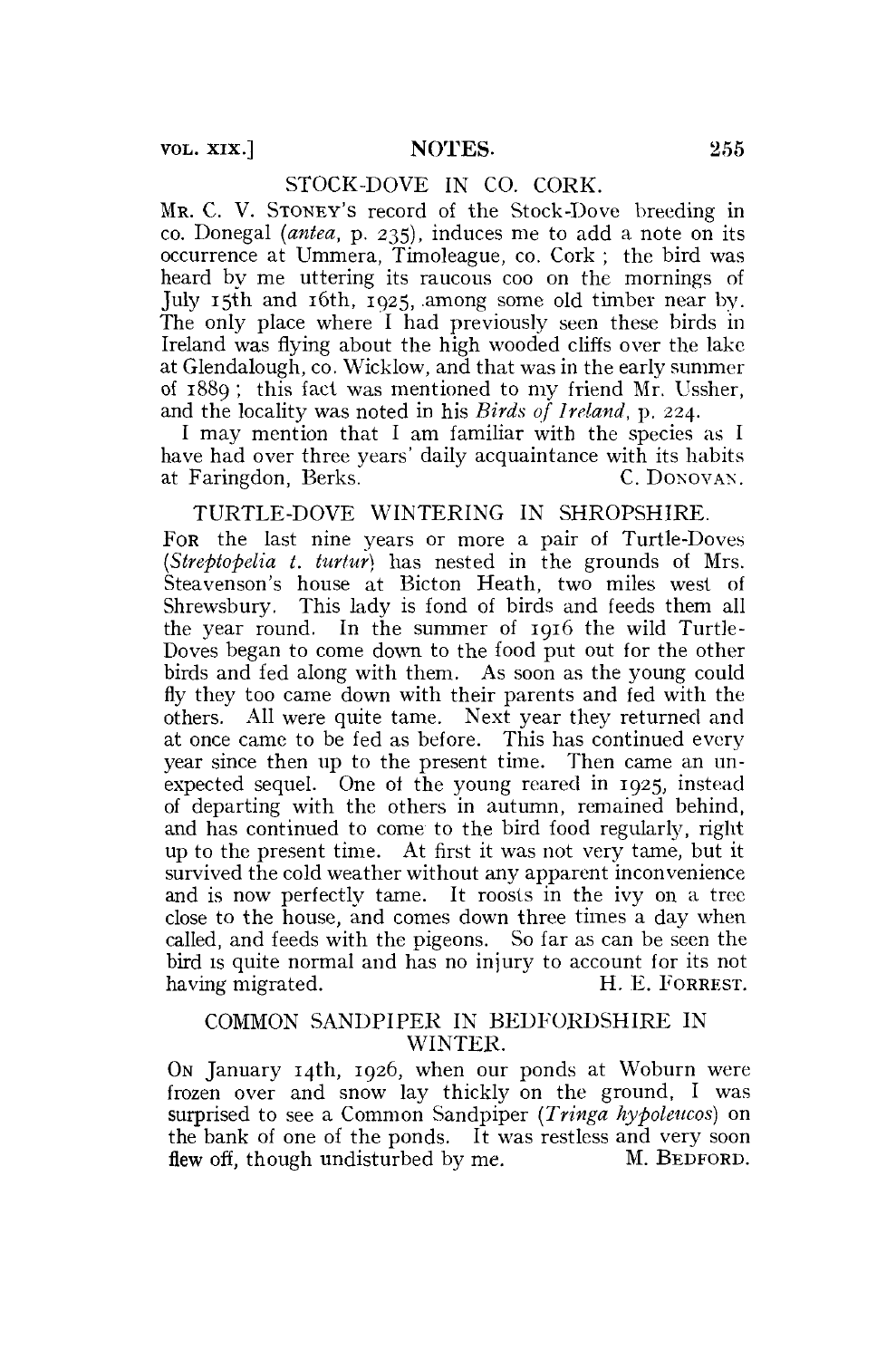## STOCK-DOVE IN CO. CORK.

MR. C. V. STONEY'S record of the Stock-Dove breeding in co. Donegal (*antea*, p. 235), induces me to add a note on its occurrence at Ummera, Timoleague, co. Cork; the bird was heard by me uttering its raucous coo on the mornings of July 15th and 16th, 1925, among some old timber near by. The only place where I had previously seen these birds in Ireland was flying about the high wooded cliffs over the lake at Glendalough, co. Wicklow, and that was in the early summer of 1889; this fact was mentioned to my friend Mr. Ussher, and the locality was noted in his *Birds of Ireland*, p. 224.

I may mention that I am familiar with the species as I have had over three years' daily acquaintance with its habits at Faringdon, Berks.

C. DONOVAN.

## TURTLE-DOVE WINTERING IN SHROPSHIRE.

FOR the last nine years or more a pair of Turtle-Doves (*Streptopelia t. turtur*) has nested in the grounds of Mrs. Steavenson's house at Bicton Heath, two miles west of Shrewsbury. This lady is fond of birds and feeds them all the year round. In the summer of 1916 the wild Turtle-Doves began to come down to the food put out for the other birds and fed along with them. As soon as the young could fly they too came down with their parents and fed with the others. All were quite tame. Next year they returned and at once came to be fed as before. This has continued every year since then up to the present time. Then came an unexpected sequel. One of the young reared in 1925, instead of departing with the others in autumn, remained behind, and has continued to come to the bird food regularly, right up to the present time. At first it was not very tame, but it survived the cold weather without any apparent inconvenience and is now perfectly tame. It roosts in the ivy on a tree close to the house, and comes down three times a day when called, and feeds with the pigeons. So far as can be seen the bird is quite normal and has no injury to account for its not having migrated.

H. E. FORREST.

## COMMON SANDPIPER IN BEDFORDSHIRE IN WINTER.

ON January 14th, 1926, when our ponds at Woburn were frozen over and snow lay thickly on the ground, I was surprised to see a Common Sandpiper (*Tringa hypoleucos*) on the bank of one of the ponds. It was restless and very soon flew off, though undisturbed by me.

M. BEDFORD.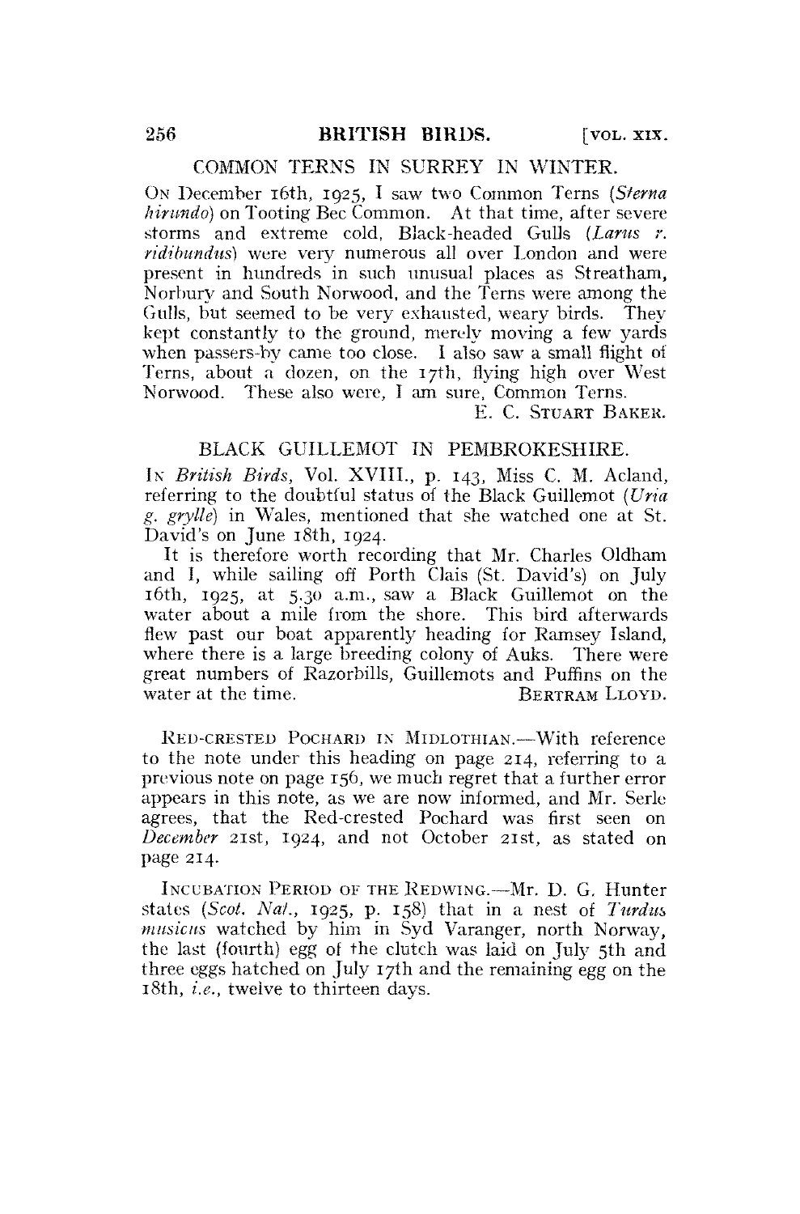## COMMON TERNS IN SURREY IN WINTER.

On December 16th, 1925, I saw two Common Terns (*Sterna hirundo*) on Tooting Bec Common. At that time, after severe storms and extreme cold, Black-headed Gulls (*Larus r. ridibundus*) were very numerous all over London and were present in hundreds in such unusual places as Streatham, Norbury and South Norwood, and the Terns were among the Gulls, but seemed to be very exhausted, weary birds. They kept constantly to the ground, merely moving a few yards when passers-by came too close. I also saw a small flight of Terns, about a dozen, on the 17th, flying high over West Norwood. These also were, I am sure, Common Terns.

E. C. STUART BAKER.

## BLACK GUILLEMOT IN PEMBROKESHIRE.

In *British Birds*, Vol. XVIII., p. 143, Miss C. M. Acland, referring to the doubtful status of the Black Guillemot (*Uria g. grylle*) in Wales, mentioned that she watched one at St. David's on June 18th, 1924.

It is therefore worth recording that Mr. Charles Oldham and I, while sailing off Porth Clais (St. David's) on July 16th, 1925, at 5.30 a.m., saw a Black Guillemot on the water about a mile from the shore. This bird afterwards flew past our boat apparently heading for Ramsey Island, where there is a large breeding colony of Auks. There were great numbers of Razorbills, Guillemots and Puffins on the water at the time.

BERTRAM LLOYD.

RED-CRESTED POCHARD IN MIDLOTHIAN.—With reference to the note under this heading on page 214, referring to a previous note on page 156, we much regret that a further error appears in this note, as we are now informed, and Mr. Serle agrees, that the Red-crested Pochard was first seen on *December* 21st, 1924, and not October 21st, as stated on page 214.

INCUBATION PERIOD OF THE REDWING.—Mr. D. G. Hunter states (*Scot. Nat.*, 1925, p. 158) that in a nest of *Turdus musicus* watched by him in Syd Varanger, north Norway, the last (fourth) egg of the clutch was laid on July 5th and three eggs hatched on July 17th and the remaining egg on the 18th, *i.e.*, twelve to thirteen days.